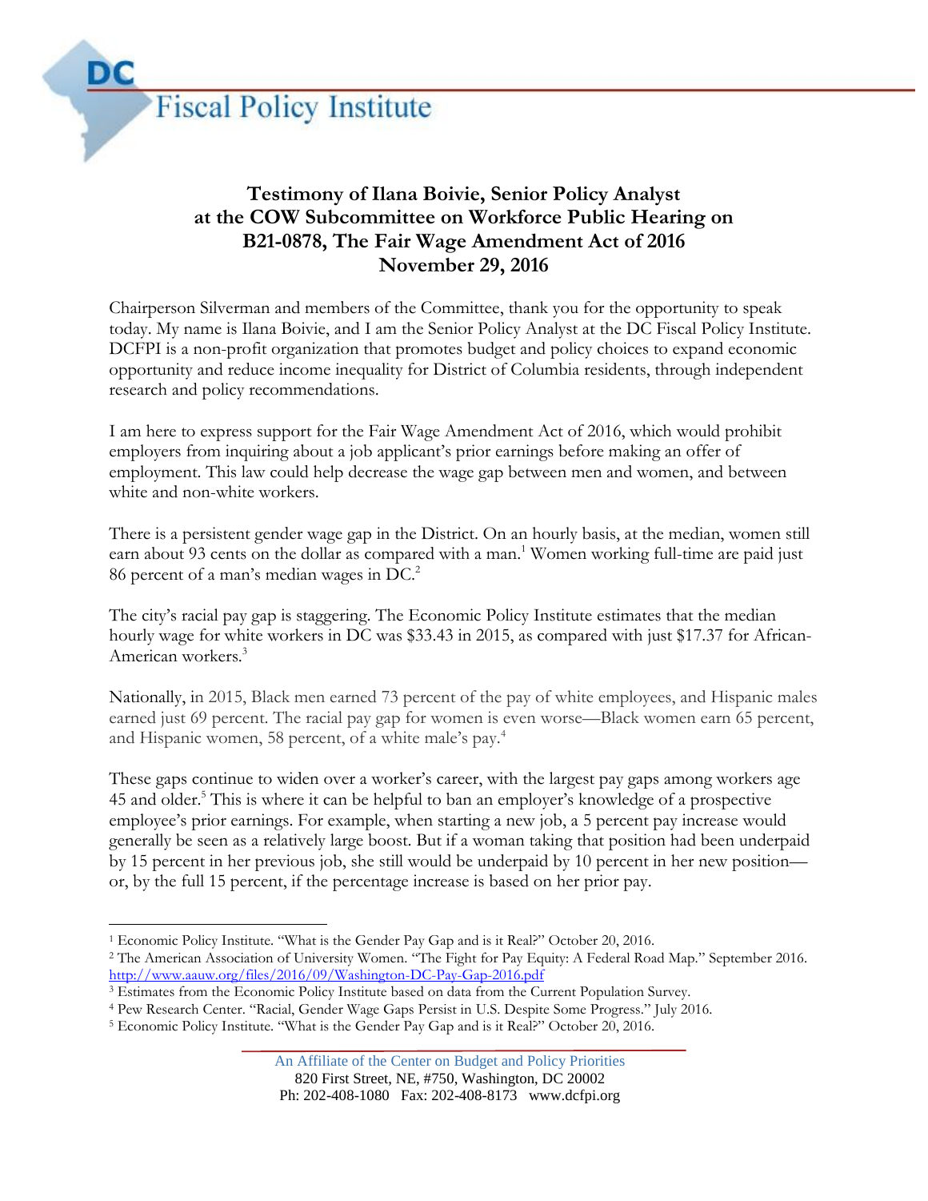DC Fiscal Policy Institute

**Testimony of Ilana Boivie, Senior Policy Analyst**
**at the COW Subcommittee on Workforce Public Hearing on**
**B21-0878, The Fair Wage Amendment Act of 2016**
**November 29, 2016**

Chairperson Silverman and members of the Committee, thank you for the opportunity to speak today. My name is Ilana Boivie, and I am the Senior Policy Analyst at the DC Fiscal Policy Institute. DCFPI is a non-profit organization that promotes budget and policy choices to expand economic opportunity and reduce income inequality for District of Columbia residents, through independent research and policy recommendations.

I am here to express support for the Fair Wage Amendment Act of 2016, which would prohibit employers from inquiring about a job applicant's prior earnings before making an offer of employment. This law could help decrease the wage gap between men and women, and between white and non-white workers.

There is a persistent gender wage gap in the District. On an hourly basis, at the median, women still earn about 93 cents on the dollar as compared with a man.[1] Women working full-time are paid just 86 percent of a man's median wages in DC.[2]

The city's racial pay gap is staggering. The Economic Policy Institute estimates that the median hourly wage for white workers in DC was $33.43 in 2015, as compared with just $17.37 for African-American workers.[3]

Nationally, in 2015, Black men earned 73 percent of the pay of white employees, and Hispanic males earned just 69 percent. The racial pay gap for women is even worse—Black women earn 65 percent, and Hispanic women, 58 percent, of a white male's pay.[4]

These gaps continue to widen over a worker's career, with the largest pay gaps among workers age 45 and older.[5] This is where it can be helpful to ban an employer's knowledge of a prospective employee's prior earnings. For example, when starting a new job, a 5 percent pay increase would generally be seen as a relatively large boost. But if a woman taking that position had been underpaid by 15 percent in her previous job, she still would be underpaid by 10 percent in her new position—or, by the full 15 percent, if the percentage increase is based on her prior pay.

---

[1] Economic Policy Institute. "What is the Gender Pay Gap and is it Real?" October 20, 2016.
[2] The American Association of University Women. "The Fight for Pay Equity: A Federal Road Map." September 2016. http://www.aauw.org/files/2016/09/Washington-DC-Pay-Gap-2016.pdf
[3] Estimates from the Economic Policy Institute based on data from the Current Population Survey.
[4] Pew Research Center. "Racial, Gender Wage Gaps Persist in U.S. Despite Some Progress." July 2016.
[5] Economic Policy Institute. "What is the Gender Pay Gap and is it Real?" October 20, 2016.

An Affiliate of the Center on Budget and Policy Priorities
820 First Street, NE, #750, Washington, DC 20002
Ph: 202-408-1080 Fax: 202-408-8173 www.dcfpi.org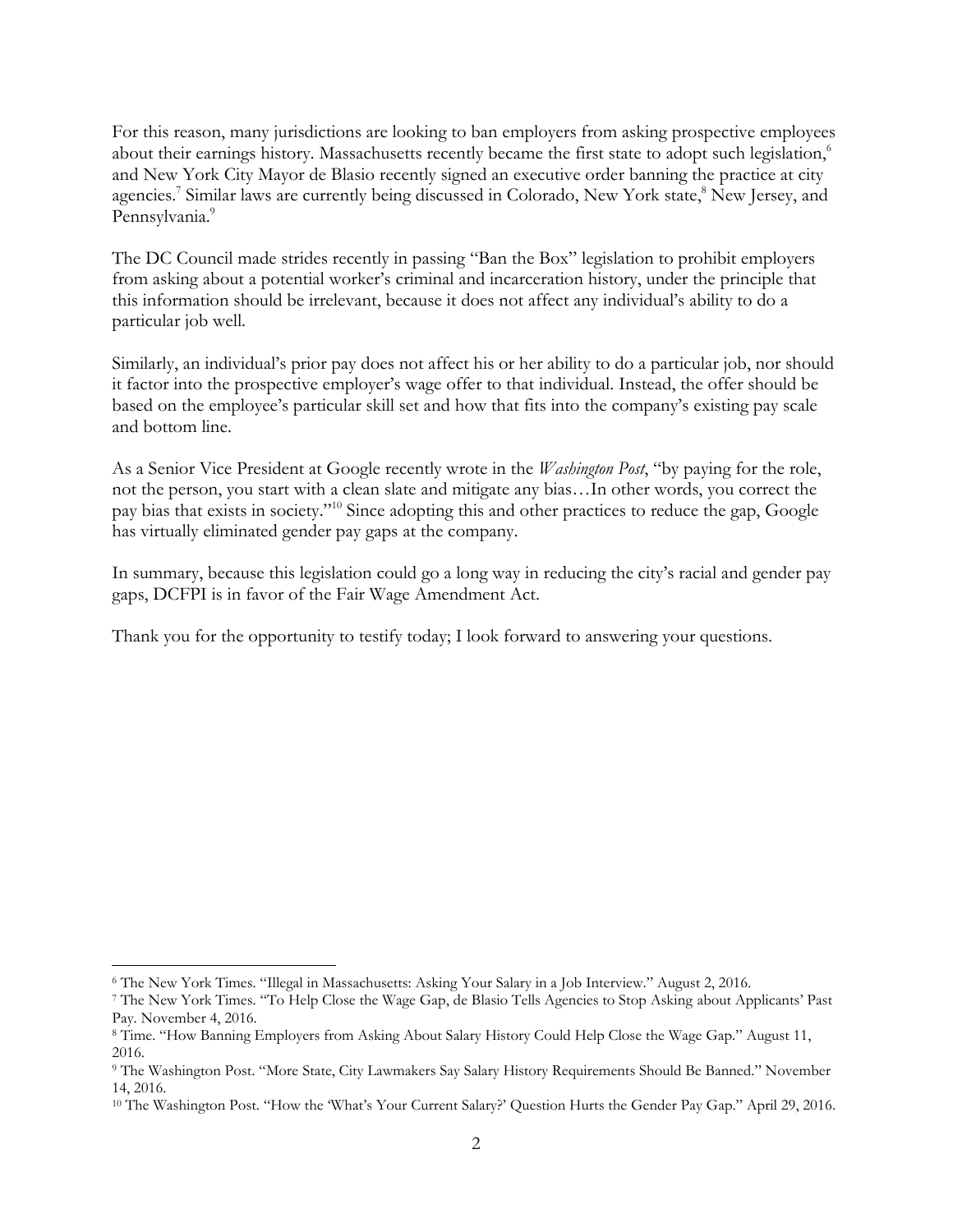For this reason, many jurisdictions are looking to ban employers from asking prospective employees about their earnings history. Massachusetts recently became the first state to adopt such legislation,[6] and New York City Mayor de Blasio recently signed an executive order banning the practice at city agencies.[7] Similar laws are currently being discussed in Colorado, New York state,[8] New Jersey, and Pennsylvania.[9]

The DC Council made strides recently in passing "Ban the Box" legislation to prohibit employers from asking about a potential worker's criminal and incarceration history, under the principle that this information should be irrelevant, because it does not affect any individual's ability to do a particular job well.

Similarly, an individual's prior pay does not affect his or her ability to do a particular job, nor should it factor into the prospective employer's wage offer to that individual. Instead, the offer should be based on the employee's particular skill set and how that fits into the company's existing pay scale and bottom line.

As a Senior Vice President at Google recently wrote in the *Washington Post*, "by paying for the role, not the person, you start with a clean slate and mitigate any bias…In other words, you correct the pay bias that exists in society."[10] Since adopting this and other practices to reduce the gap, Google has virtually eliminated gender pay gaps at the company.

In summary, because this legislation could go a long way in reducing the city's racial and gender pay gaps, DCFPI is in favor of the Fair Wage Amendment Act.

Thank you for the opportunity to testify today; I look forward to answering your questions.

---

[6] The New York Times. "Illegal in Massachusetts: Asking Your Salary in a Job Interview." August 2, 2016.

[7] The New York Times. "To Help Close the Wage Gap, de Blasio Tells Agencies to Stop Asking about Applicants' Past Pay. November 4, 2016.

[8] Time. "How Banning Employers from Asking About Salary History Could Help Close the Wage Gap." August 11, 2016.

[9] The Washington Post. "More State, City Lawmakers Say Salary History Requirements Should Be Banned." November 14, 2016.

[10] The Washington Post. "How the 'What's Your Current Salary?' Question Hurts the Gender Pay Gap." April 29, 2016.